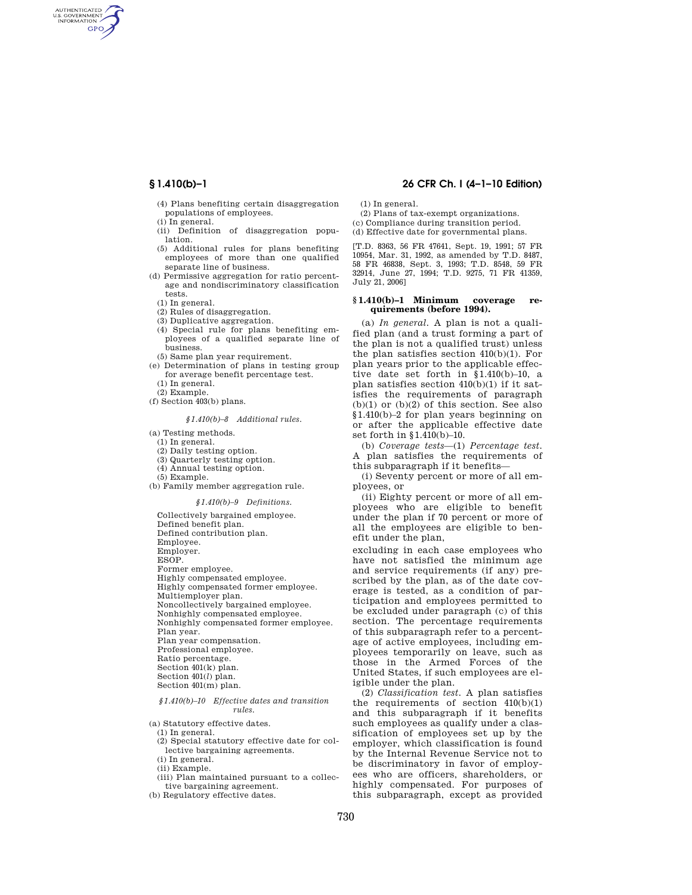(4) Plans benefiting certain disaggregation populations of employees.

(i) In general.

(ii) Definition of disaggregation population.

(5) Additional rules for plans benefiting employees of more than one qualified separate line of business.

(d) Permissive aggregation for ratio percentage and nondiscriminatory classification tests.

(1) In general.

(2) Rules of disaggregation.

(3) Duplicative aggregation.

(4) Special rule for plans benefiting employees of a qualified separate line of business.

(5) Same plan year requirement.

(e) Determination of plans in testing group for average benefit percentage test.

(1) In general.

(2) Example.

(f) Section 403(b) plans.

*§1.410(b)–8 Additional rules.*

(a) Testing methods.

(1) In general.

(2) Daily testing option.

(3) Quarterly testing option.

(4) Annual testing option.

(5) Example.

(b) Family member aggregation rule.

*§1.410(b)–9 Definitions.*

Collectively bargained employee.
Defined benefit plan.
Defined contribution plan.
Employee.
Employer.
ESOP.
Former employee.
Highly compensated employee.
Highly compensated former employee.
Multiemployer plan.
Noncollectively bargained employee.
Nonhighly compensated employee.
Nonhighly compensated former employee.
Plan year.
Plan year compensation.
Professional employee.
Ratio percentage.
Section 401(k) plan.
Section 401(*l*) plan.
Section 401(m) plan.

*§1.410(b)–10 Effective dates and transition rules.*

(a) Statutory effective dates.

(1) In general.

(2) Special statutory effective date for collective bargaining agreements.

(i) In general.

(ii) Example.

(iii) Plan maintained pursuant to a collective bargaining agreement.

(b) Regulatory effective dates.

(1) In general.

(2) Plans of tax-exempt organizations.

(c) Compliance during transition period.

(d) Effective date for governmental plans.

[T.D. 8363, 56 FR 47641, Sept. 19, 1991; 57 FR 10954, Mar. 31, 1992, as amended by T.D. 8487, 58 FR 46838, Sept. 3, 1993; T.D. 8548, 59 FR 32914, June 27, 1994; T.D. 9275, 71 FR 41359, July 21, 2006]

## §1.410(b)–1 Minimum coverage requirements (before 1994).

(a) *In general.* A plan is not a qualified plan (and a trust forming a part of the plan is not a qualified trust) unless the plan satisfies section 410(b)(1). For plan years prior to the applicable effective date set forth in §1.410(b)–10, a plan satisfies section 410(b)(1) if it satisfies the requirements of paragraph (b)(1) or (b)(2) of this section. See also §1.410(b)–2 for plan years beginning on or after the applicable effective date set forth in §1.410(b)–10.

(b) *Coverage tests*—(1) *Percentage test.* A plan satisfies the requirements of this subparagraph if it benefits—

(i) Seventy percent or more of all employees, or

(ii) Eighty percent or more of all employees who are eligible to benefit under the plan if 70 percent or more of all the employees are eligible to benefit under the plan,

excluding in each case employees who have not satisfied the minimum age and service requirements (if any) prescribed by the plan, as of the date coverage is tested, as a condition of participation and employees permitted to be excluded under paragraph (c) of this section. The percentage requirements of this subparagraph refer to a percentage of active employees, including employees temporarily on leave, such as those in the Armed Forces of the United States, if such employees are eligible under the plan.

(2) *Classification test.* A plan satisfies the requirements of section 410(b)(1) and this subparagraph if it benefits such employees as qualify under a classification of employees set up by the employer, which classification is found by the Internal Revenue Service not to be discriminatory in favor of employees who are officers, shareholders, or highly compensated. For purposes of this subparagraph, except as provided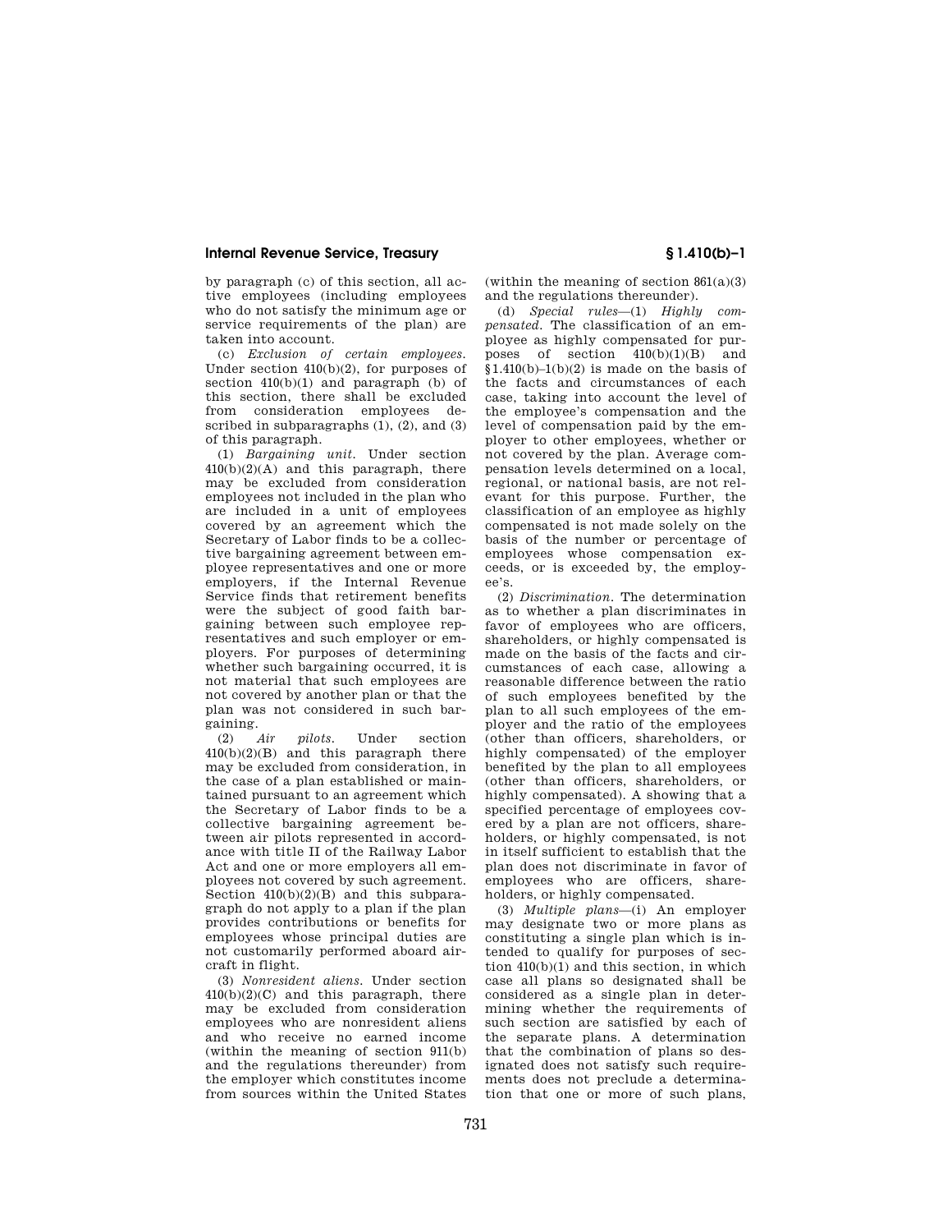by paragraph (c) of this section, all active employees (including employees who do not satisfy the minimum age or service requirements of the plan) are taken into account.

(c) *Exclusion of certain employees.* Under section 410(b)(2), for purposes of section 410(b)(1) and paragraph (b) of this section, there shall be excluded from consideration employees described in subparagraphs (1), (2), and (3) of this paragraph.

(1) *Bargaining unit.* Under section 410(b)(2)(A) and this paragraph, there may be excluded from consideration employees not included in the plan who are included in a unit of employees covered by an agreement which the Secretary of Labor finds to be a collective bargaining agreement between employee representatives and one or more employers, if the Internal Revenue Service finds that retirement benefits were the subject of good faith bargaining between such employee representatives and such employer or employers. For purposes of determining whether such bargaining occurred, it is not material that such employees are not covered by another plan or that the plan was not considered in such bargaining.

(2) *Air pilots.* Under section 410(b)(2)(B) and this paragraph there may be excluded from consideration, in the case of a plan established or maintained pursuant to an agreement which the Secretary of Labor finds to be a collective bargaining agreement between air pilots represented in accordance with title II of the Railway Labor Act and one or more employers all employees not covered by such agreement. Section 410(b)(2)(B) and this subparagraph do not apply to a plan if the plan provides contributions or benefits for employees whose principal duties are not customarily performed aboard aircraft in flight.

(3) *Nonresident aliens.* Under section 410(b)(2)(C) and this paragraph, there may be excluded from consideration employees who are nonresident aliens and who receive no earned income (within the meaning of section 911(b) and the regulations thereunder) from the employer which constitutes income from sources within the United States (within the meaning of section 861(a)(3) and the regulations thereunder).

(d) *Special rules*—(1) *Highly compensated.* The classification of an employee as highly compensated for purposes of section 410(b)(1)(B) and §1.410(b)–1(b)(2) is made on the basis of the facts and circumstances of each case, taking into account the level of the employee's compensation and the level of compensation paid by the employer to other employees, whether or not covered by the plan. Average compensation levels determined on a local, regional, or national basis, are not relevant for this purpose. Further, the classification of an employee as highly compensated is not made solely on the basis of the number or percentage of employees whose compensation exceeds, or is exceeded by, the employee's.

(2) *Discrimination.* The determination as to whether a plan discriminates in favor of employees who are officers, shareholders, or highly compensated is made on the basis of the facts and circumstances of each case, allowing a reasonable difference between the ratio of such employees benefited by the plan to all such employees of the employer and the ratio of the employees (other than officers, shareholders, or highly compensated) of the employer benefited by the plan to all employees (other than officers, shareholders, or highly compensated). A showing that a specified percentage of employees covered by a plan are not officers, shareholders, or highly compensated, is not in itself sufficient to establish that the plan does not discriminate in favor of employees who are officers, shareholders, or highly compensated.

(3) *Multiple plans*—(i) An employer may designate two or more plans as constituting a single plan which is intended to qualify for purposes of section 410(b)(1) and this section, in which case all plans so designated shall be considered as a single plan in determining whether the requirements of such section are satisfied by each of the separate plans. A determination that the combination of plans so designated does not satisfy such requirements does not preclude a determination that one or more of such plans,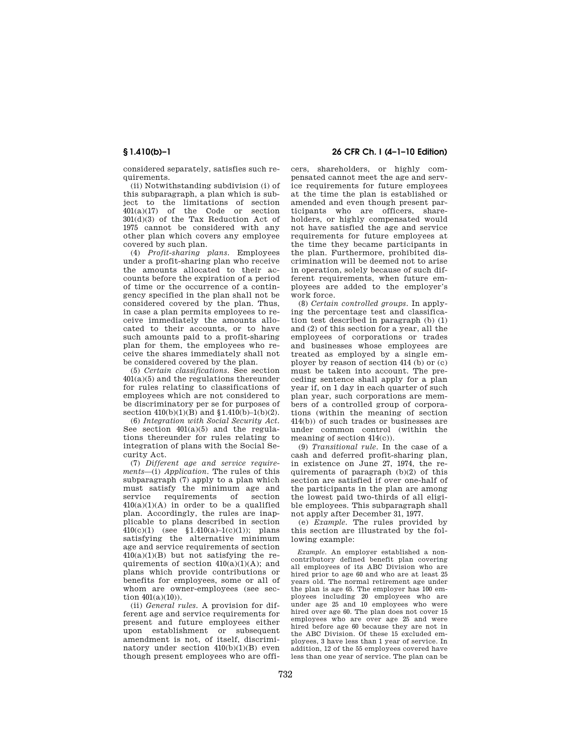considered separately, satisfies such requirements.

(ii) Notwithstanding subdivision (i) of this subparagraph, a plan which is subject to the limitations of section 401(a)(17) of the Code or section 301(d)(3) of the Tax Reduction Act of 1975 cannot be considered with any other plan which covers any employee covered by such plan.

(4) *Profit-sharing plans.* Employees under a profit-sharing plan who receive the amounts allocated to their accounts before the expiration of a period of time or the occurrence of a contingency specified in the plan shall not be considered covered by the plan. Thus, in case a plan permits employees to receive immediately the amounts allocated to their accounts, or to have such amounts paid to a profit-sharing plan for them, the employees who receive the shares immediately shall not be considered covered by the plan.

(5) *Certain classifications.* See section 401(a)(5) and the regulations thereunder for rules relating to classifications of employees which are not considered to be discriminatory per se for purposes of section 410(b)(1)(B) and §1.410(b)–1(b)(2).

(6) *Integration with Social Security Act.* See section 401(a)(5) and the regulations thereunder for rules relating to integration of plans with the Social Security Act.

(7) *Different age and service requirements*—(i) *Application.* The rules of this subparagraph (7) apply to a plan which must satisfy the minimum age and service requirements of section 410(a)(1)(A) in order to be a qualified plan. Accordingly, the rules are inapplicable to plans described in section 410(c)(1) (see §1.410(a)–1(c)(1)); plans satisfying the alternative minimum age and service requirements of section 410(a)(1)(B) but not satisfying the requirements of section 410(a)(1)(A); and plans which provide contributions or benefits for employees, some or all of whom are owner-employees (see section 401(a)(10)).

(ii) *General rules.* A provision for different age and service requirements for present and future employees either upon establishment or subsequent amendment is not, of itself, discriminatory under section 410(b)(1)(B) even though present employees who are officers, shareholders, or highly compensated cannot meet the age and service requirements for future employees at the time the plan is established or amended and even though present participants who are officers, shareholders, or highly compensated would not have satisfied the age and service requirements for future employees at the time they became participants in the plan. Furthermore, prohibited discrimination will be deemed not to arise in operation, solely because of such different requirements, when future employees are added to the employer's work force.

(8) *Certain controlled groups.* In applying the percentage test and classification test described in paragraph (b) (1) and (2) of this section for a year, all the employees of corporations or trades and businesses whose employees are treated as employed by a single employer by reason of section 414 (b) or (c) must be taken into account. The preceding sentence shall apply for a plan year if, on 1 day in each quarter of such plan year, such corporations are members of a controlled group of corporations (within the meaning of section 414(b)) of such trades or businesses are under common control (within the meaning of section 414(c)).

(9) *Transitional rule.* In the case of a cash and deferred profit-sharing plan, in existence on June 27, 1974, the requirements of paragraph (b)(2) of this section are satisfied if over one-half of the participants in the plan are among the lowest paid two-thirds of all eligible employees. This subparagraph shall not apply after December 31, 1977.

(e) *Example.* The rules provided by this section are illustrated by the following example:

*Example.* An employer established a noncontributory defined benefit plan covering all employees of its ABC Division who are hired prior to age 60 and who are at least 25 years old. The normal retirement age under the plan is age 65. The employer has 100 employees including 20 employees who are under age 25 and 10 employees who were hired over age 60. The plan does not cover 15 employees who are over age 25 and were hired before age 60 because they are not in the ABC Division. Of these 15 excluded employees, 3 have less than 1 year of service. In addition, 12 of the 55 employees covered have less than one year of service. The plan can be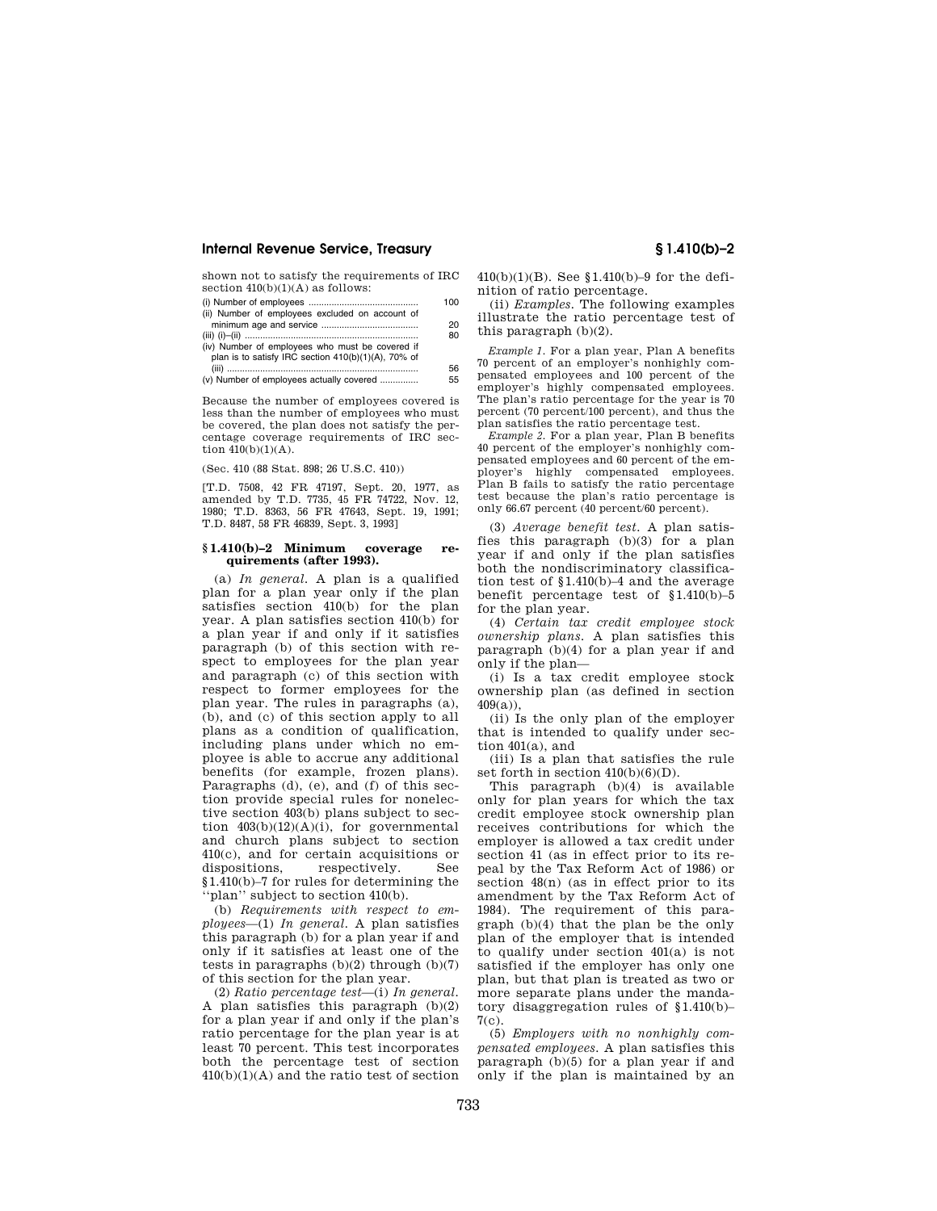shown not to satisfy the requirements of IRC section 410(b)(1)(A) as follows:

| | |
|---|---|
| (i) Number of employees | 100 |
| (ii) Number of employees excluded on account of minimum age and service | 20 |
| (iii) (i)–(ii) | 80 |
| (iv) Number of employees who must be covered if plan is to satisfy IRC section 410(b)(1)(A), 70% of (iii) | 56 |
| (v) Number of employees actually covered | 55 |

Because the number of employees covered is less than the number of employees who must be covered, the plan does not satisfy the percentage coverage requirements of IRC section 410(b)(1)(A).

(Sec. 410 (88 Stat. 898; 26 U.S.C. 410))

[T.D. 7508, 42 FR 47197, Sept. 20, 1977, as amended by T.D. 7735, 45 FR 74722, Nov. 12, 1980; T.D. 8363, 56 FR 47643, Sept. 19, 1991; T.D. 8487, 58 FR 46839, Sept. 3, 1993]

## § 1.410(b)–2 Minimum coverage requirements (after 1993).

(a) *In general.* A plan is a qualified plan for a plan year only if the plan satisfies section 410(b) for the plan year. A plan satisfies section 410(b) for a plan year if and only if it satisfies paragraph (b) of this section with respect to employees for the plan year and paragraph (c) of this section with respect to former employees for the plan year. The rules in paragraphs (a), (b), and (c) of this section apply to all plans as a condition of qualification, including plans under which no employee is able to accrue any additional benefits (for example, frozen plans). Paragraphs (d), (e), and (f) of this section provide special rules for nonelective section 403(b) plans subject to section 403(b)(12)(A)(i), for governmental and church plans subject to section 410(c), and for certain acquisitions or dispositions, respectively. See §1.410(b)–7 for rules for determining the "plan" subject to section 410(b).

(b) *Requirements with respect to employees*—(1) *In general.* A plan satisfies this paragraph (b) for a plan year if and only if it satisfies at least one of the tests in paragraphs (b)(2) through (b)(7) of this section for the plan year.

(2) *Ratio percentage test*—(i) *In general.* A plan satisfies this paragraph (b)(2) for a plan year if and only if the plan's ratio percentage for the plan year is at least 70 percent. This test incorporates both the percentage test of section 410(b)(1)(A) and the ratio test of section 410(b)(1)(B). See §1.410(b)–9 for the definition of ratio percentage.

(ii) *Examples.* The following examples illustrate the ratio percentage test of this paragraph (b)(2).

*Example 1.* For a plan year, Plan A benefits 70 percent of an employer's nonhighly compensated employees and 100 percent of the employer's highly compensated employees. The plan's ratio percentage for the year is 70 percent (70 percent/100 percent), and thus the plan satisfies the ratio percentage test.

*Example 2.* For a plan year, Plan B benefits 40 percent of the employer's nonhighly compensated employees and 60 percent of the employer's highly compensated employees. Plan B fails to satisfy the ratio percentage test because the plan's ratio percentage is only 66.67 percent (40 percent/60 percent).

(3) *Average benefit test.* A plan satisfies this paragraph (b)(3) for a plan year if and only if the plan satisfies both the nondiscriminatory classification test of §1.410(b)–4 and the average benefit percentage test of §1.410(b)–5 for the plan year.

(4) *Certain tax credit employee stock ownership plans.* A plan satisfies this paragraph (b)(4) for a plan year if and only if the plan—

(i) Is a tax credit employee stock ownership plan (as defined in section 409(a)),

(ii) Is the only plan of the employer that is intended to qualify under section 401(a), and

(iii) Is a plan that satisfies the rule set forth in section 410(b)(6)(D).

This paragraph (b)(4) is available only for plan years for which the tax credit employee stock ownership plan receives contributions for which the employer is allowed a tax credit under section 41 (as in effect prior to its repeal by the Tax Reform Act of 1986) or section 48(n) (as in effect prior to its amendment by the Tax Reform Act of 1984). The requirement of this paragraph (b)(4) that the plan be the only plan of the employer that is intended to qualify under section 401(a) is not satisfied if the employer has only one plan, but that plan is treated as two or more separate plans under the mandatory disaggregation rules of §1.410(b)–7(c).

(5) *Employers with no nonhighly compensated employees.* A plan satisfies this paragraph (b)(5) for a plan year if and only if the plan is maintained by an